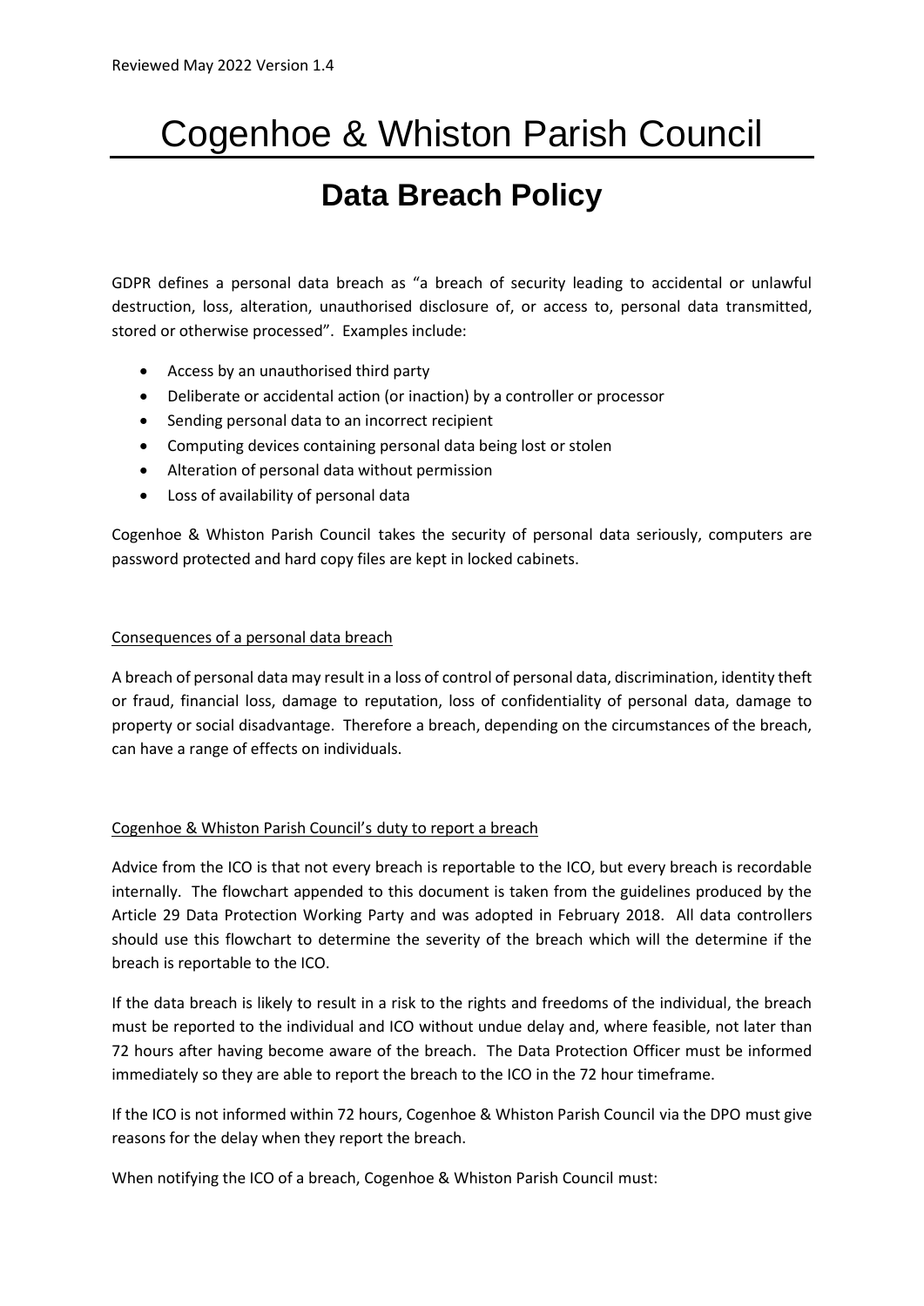Reviewed May 2022 Version 1.4

# Cogenhoe & Whiston Parish Council

## Data Breach Policy

GDPR defines a personal data breach as "a breach of security leading to accidental or unlawful destruction, loss, alteration, unauthorised disclosure of, or access to, personal data transmitted, stored or otherwise processed". Examples include:

- Access by an unauthorised third party
- Deliberate or accidental action (or inaction) by a controller or processor
- Sending personal data to an incorrect recipient
- Computing devices containing personal data being lost or stolen
- Alteration of personal data without permission
- Loss of availability of personal data

Cogenhoe & Whiston Parish Council takes the security of personal data seriously, computers are password protected and hard copy files are kept in locked cabinets.

<u>Consequences of a personal data breach</u>

A breach of personal data may result in a loss of control of personal data, discrimination, identity theft or fraud, financial loss, damage to reputation, loss of confidentiality of personal data, damage to property or social disadvantage. Therefore a breach, depending on the circumstances of the breach, can have a range of effects on individuals.

<u>Cogenhoe & Whiston Parish Council's duty to report a breach</u>

Advice from the ICO is that not every breach is reportable to the ICO, but every breach is recordable internally. The flowchart appended to this document is taken from the guidelines produced by the Article 29 Data Protection Working Party and was adopted in February 2018. All data controllers should use this flowchart to determine the severity of the breach which will the determine if the breach is reportable to the ICO.

If the data breach is likely to result in a risk to the rights and freedoms of the individual, the breach must be reported to the individual and ICO without undue delay and, where feasible, not later than 72 hours after having become aware of the breach. The Data Protection Officer must be informed immediately so they are able to report the breach to the ICO in the 72 hour timeframe.

If the ICO is not informed within 72 hours, Cogenhoe & Whiston Parish Council via the DPO must give reasons for the delay when they report the breach.

When notifying the ICO of a breach, Cogenhoe & Whiston Parish Council must: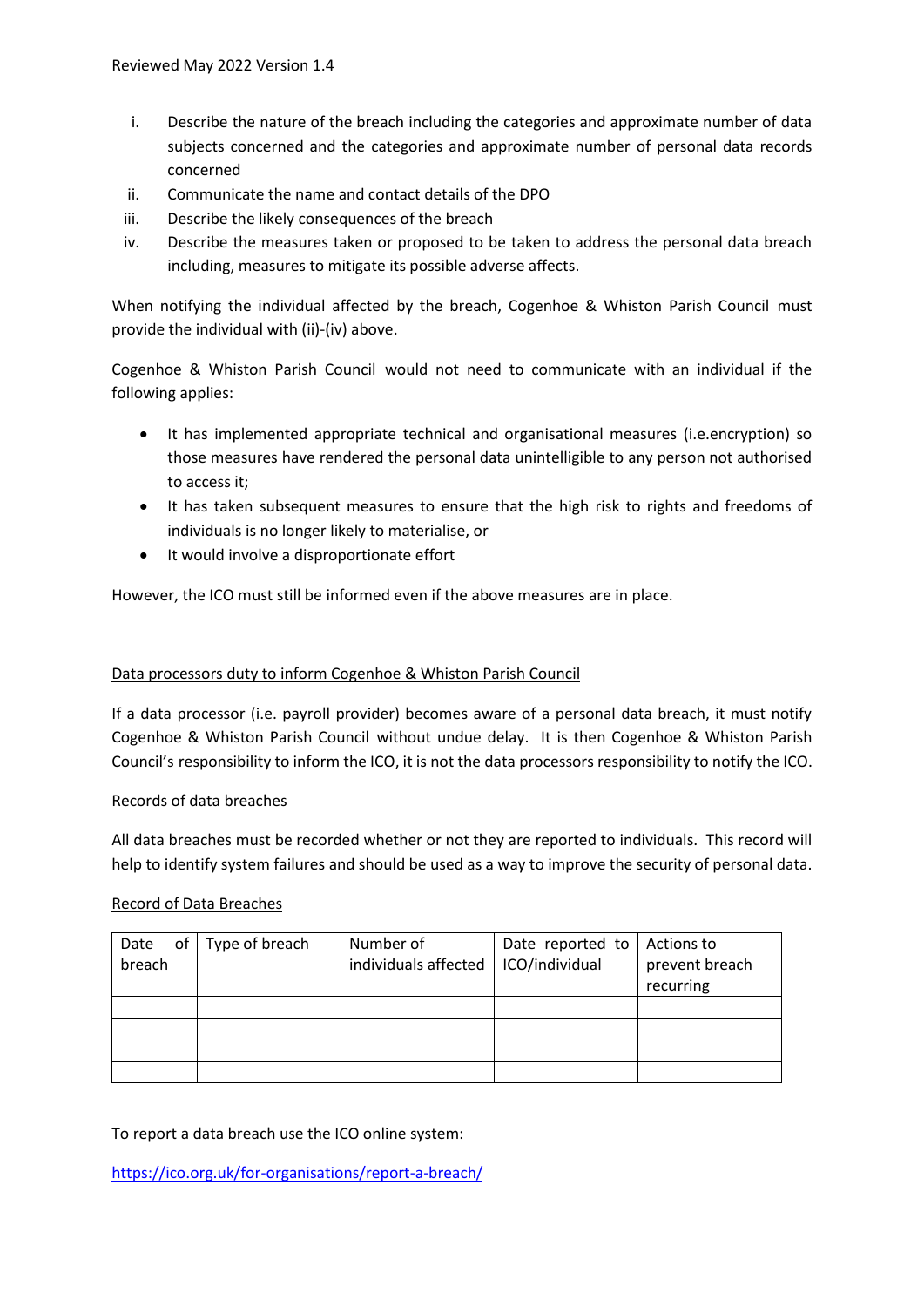i. Describe the nature of the breach including the categories and approximate number of data subjects concerned and the categories and approximate number of personal data records concerned
ii. Communicate the name and contact details of the DPO
iii. Describe the likely consequences of the breach
iv. Describe the measures taken or proposed to be taken to address the personal data breach including, measures to mitigate its possible adverse affects.

When notifying the individual affected by the breach, Cogenhoe & Whiston Parish Council must provide the individual with (ii)-(iv) above.

Cogenhoe & Whiston Parish Council would not need to communicate with an individual if the following applies:

- It has implemented appropriate technical and organisational measures (i.e.encryption) so those measures have rendered the personal data unintelligible to any person not authorised to access it;
- It has taken subsequent measures to ensure that the high risk to rights and freedoms of individuals is no longer likely to materialise, or
- It would involve a disproportionate effort

However, the ICO must still be informed even if the above measures are in place.

Data processors duty to inform Cogenhoe & Whiston Parish Council

If a data processor (i.e. payroll provider) becomes aware of a personal data breach, it must notify Cogenhoe & Whiston Parish Council without undue delay. It is then Cogenhoe & Whiston Parish Council's responsibility to inform the ICO, it is not the data processors responsibility to notify the ICO.

Records of data breaches

All data breaches must be recorded whether or not they are reported to individuals. This record will help to identify system failures and should be used as a way to improve the security of personal data.

Record of Data Breaches

| Date of breach | Type of breach | Number of individuals affected | Date reported to ICO/individual | Actions to prevent breach recurring |
|---|---|---|---|---|
| | | | | |
| | | | | |
| | | | | |
| | | | | |

To report a data breach use the ICO online system:

https://ico.org.uk/for-organisations/report-a-breach/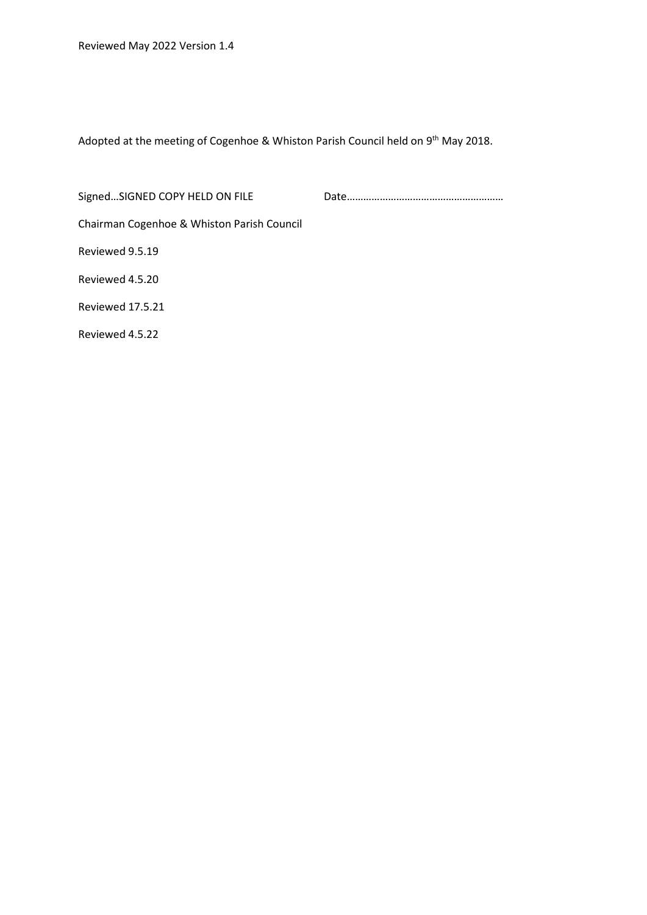Reviewed May 2022 Version 1.4

Adopted at the meeting of Cogenhoe & Whiston Parish Council held on 9th May 2018.

Signed…SIGNED COPY HELD ON FILE Date…………………………………………………

Chairman Cogenhoe & Whiston Parish Council

Reviewed 9.5.19

Reviewed 4.5.20

Reviewed 17.5.21

Reviewed 4.5.22